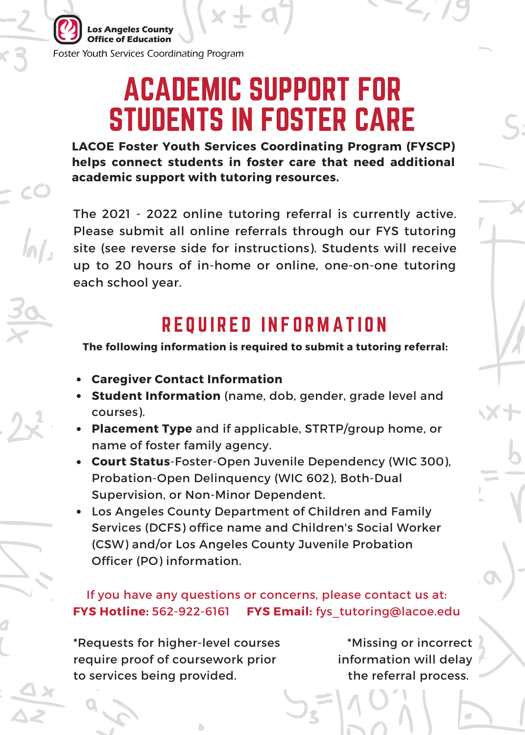Los Angeles County Office of Education

Foster Youth Services Coordinating Program

# ACADEMIC SUPPORT FOR STUDENTS IN FOSTER CARE

**LACOE Foster Youth Services Coordinating Program (FYSCP) helps connect students in foster care that need additional academic support with tutoring resources.**

The 2021 - 2022 online tutoring referral is currently active. Please submit all online referrals through our FYS tutoring site (see reverse side for instructions). Students will receive up to 20 hours of in-home or online, one-on-one tutoring each school year.

## REQUIRED INFORMATION

**The following information is required to submit a tutoring referral:**

- **Caregiver Contact Information**
- **Student Information** (name, dob, gender, grade level and courses).
- **Placement Type** and if applicable, STRTP/group home, or name of foster family agency.
- **Court Status**-Foster-Open Juvenile Dependency (WIC 300), Probation-Open Delinquency (WIC 602), Both-Dual Supervision, or Non-Minor Dependent.
- Los Angeles County Department of Children and Family Services (DCFS) office name and Children's Social Worker (CSW) and/or Los Angeles County Juvenile Probation Officer (PO) information.

If you have any questions or concerns, please contact us at:

**FYS Hotline:** 562-922-6161 **FYS Email:** fys_tutoring@lacoe.edu

*Requests for higher-level courses require proof of coursework prior to services being provided.

*Missing or incorrect information will delay the referral process.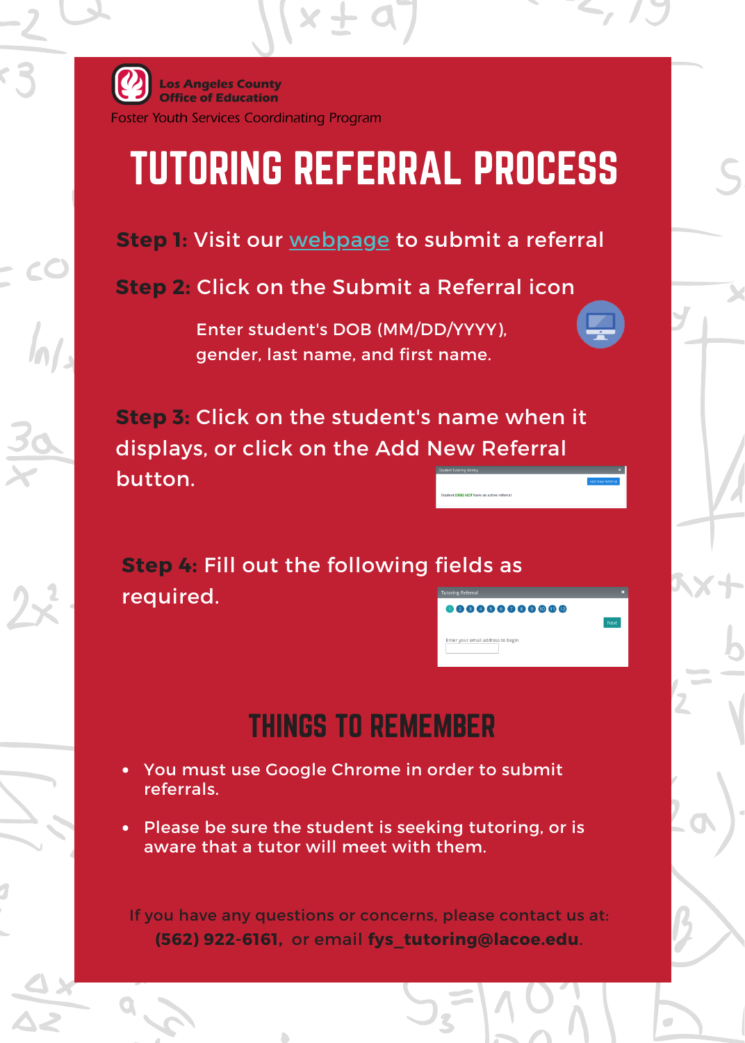Los Angeles County Office of Education

Foster Youth Services Coordinating Program

# TUTORING REFERRAL PROCESS

**Step 1:** Visit our webpage to submit a referral

**Step 2:** Click on the Submit a Referral icon

Enter student's DOB (MM/DD/YYYY), gender, last name, and first name.

**Step 3:** Click on the student's name when it displays, or click on the Add New Referral button.

**Step 4:** Fill out the following fields as required.

## THINGS TO REMEMBER

- You must use Google Chrome in order to submit referrals.
- Please be sure the student is seeking tutoring, or is aware that a tutor will meet with them.

If you have any questions or concerns, please contact us at: **(562) 922-6161**, or email **fys_tutoring@lacoe.edu**.